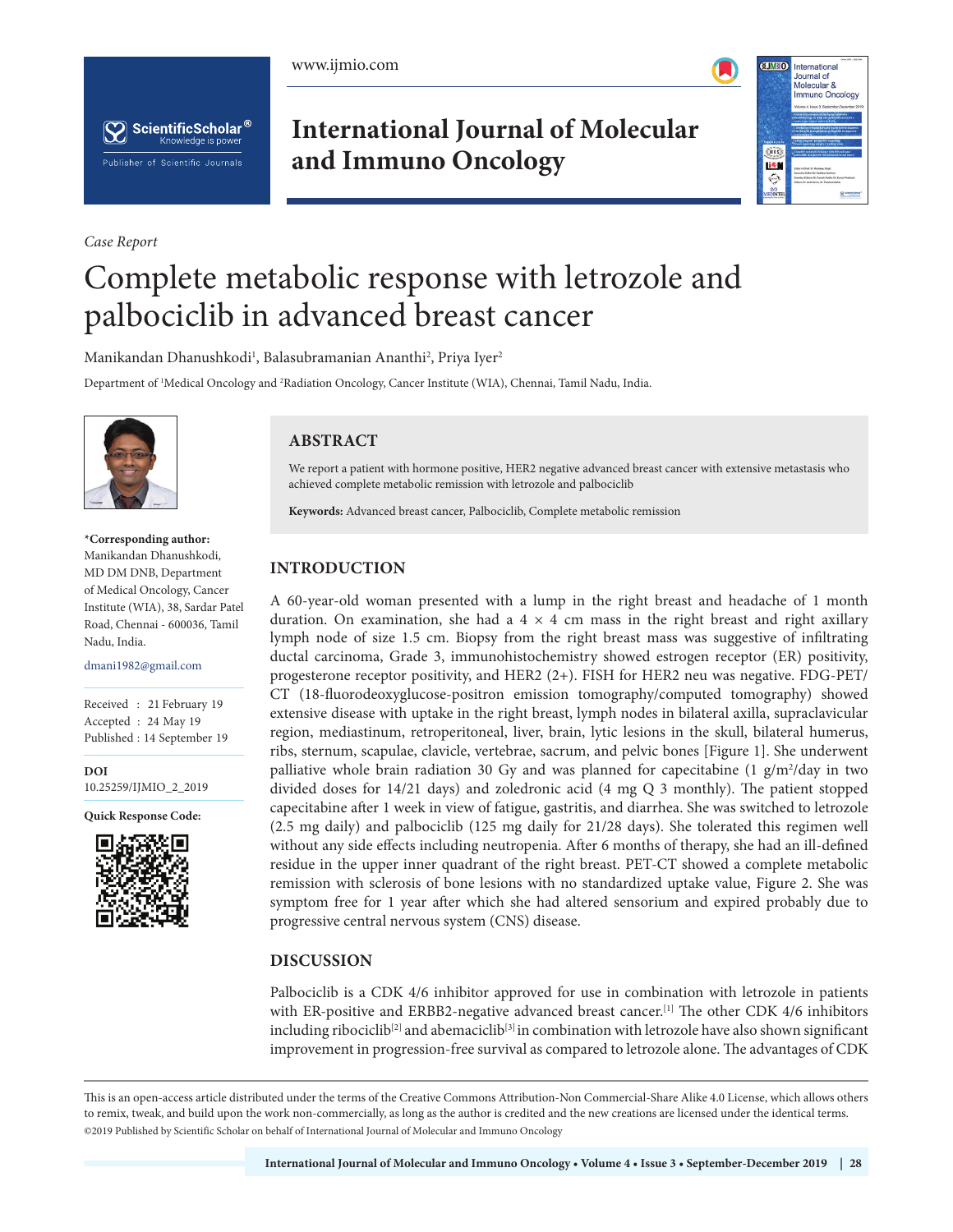*Case Report*

# Complete metabolic response with letrozole and palbociclib in advanced breast cancer

Manikandan Dhanushkodi[1], Balasubramanian Ananthi[2], Priya Iyer[2]

Department of [1]Medical Oncology and [2]Radiation Oncology, Cancer Institute (WIA), Chennai, Tamil Nadu, India.

**\*Corresponding author:**
Manikandan Dhanushkodi, MD DM DNB, Department of Medical Oncology, Cancer Institute (WIA), 38, Sardar Patel Road, Chennai - 600036, Tamil Nadu, India.

dmani1982@gmail.com

Received : 21 February 19
Accepted : 24 May 19
Published : 14 September 19

**DOI**
10.25259/IJMIO_2_2019

**Quick Response Code:**

## ABSTRACT

We report a patient with hormone positive, HER2 negative advanced breast cancer with extensive metastasis who achieved complete metabolic remission with letrozole and palbociclib

**Keywords:** Advanced breast cancer, Palbociclib, Complete metabolic remission

## INTRODUCTION

A 60-year-old woman presented with a lump in the right breast and headache of 1 month duration. On examination, she had a 4 × 4 cm mass in the right breast and right axillary lymph node of size 1.5 cm. Biopsy from the right breast mass was suggestive of infiltrating ductal carcinoma, Grade 3, immunohistochemistry showed estrogen receptor (ER) positivity, progesterone receptor positivity, and HER2 (2+). FISH for HER2 neu was negative. FDG-PET/CT (18-fluorodeoxyglucose-positron emission tomography/computed tomography) showed extensive disease with uptake in the right breast, lymph nodes in bilateral axilla, supraclavicular region, mediastinum, retroperitoneal, liver, brain, lytic lesions in the skull, bilateral humerus, ribs, sternum, scapulae, clavicle, vertebrae, sacrum, and pelvic bones [Figure 1]. She underwent palliative whole brain radiation 30 Gy and was planned for capecitabine (1 g/m$^2$/day in two divided doses for 14/21 days) and zoledronic acid (4 mg Q 3 monthly). The patient stopped capecitabine after 1 week in view of fatigue, gastritis, and diarrhea. She was switched to letrozole (2.5 mg daily) and palbociclib (125 mg daily for 21/28 days). She tolerated this regimen well without any side effects including neutropenia. After 6 months of therapy, she had an ill-defined residue in the upper inner quadrant of the right breast. PET-CT showed a complete metabolic remission with sclerosis of bone lesions with no standardized uptake value, Figure 2. She was symptom free for 1 year after which she had altered sensorium and expired probably due to progressive central nervous system (CNS) disease.

## DISCUSSION

Palbociclib is a CDK 4/6 inhibitor approved for use in combination with letrozole in patients with ER-positive and ERBB2-negative advanced breast cancer.[1] The other CDK 4/6 inhibitors including ribociclib[2] and abemaciclib[3] in combination with letrozole have also shown significant improvement in progression-free survival as compared to letrozole alone. The advantages of CDK

This is an open-access article distributed under the terms of the Creative Commons Attribution-Non Commercial-Share Alike 4.0 License, which allows others to remix, tweak, and build upon the work non-commercially, as long as the author is credited and the new creations are licensed under the identical terms.
©2019 Published by Scientific Scholar on behalf of International Journal of Molecular and Immuno Oncology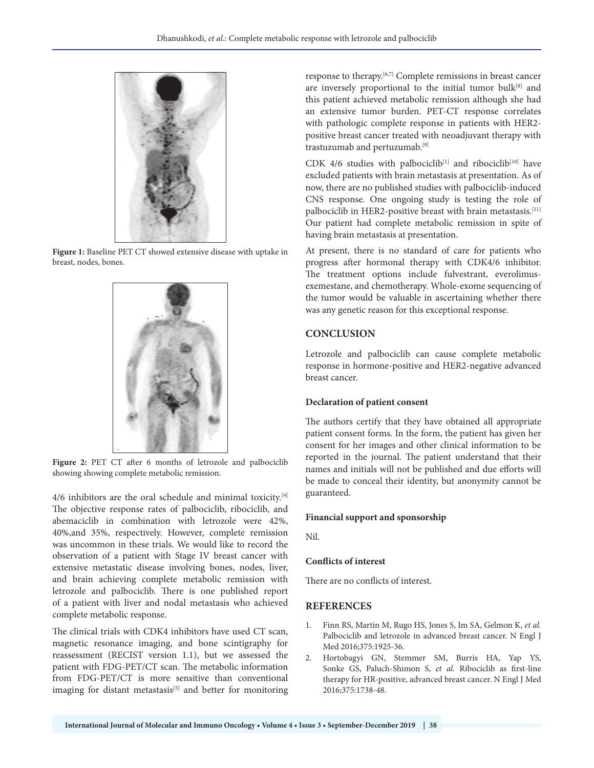Figure 1: Baseline PET CT showed extensive disease with uptake in breast, nodes, bones.

Figure 2: PET CT after 6 months of letrozole and palbociclib showing showing complete metabolic remission.

4/6 inhibitors are the oral schedule and minimal toxicity.[4] The objective response rates of palbociclib, ribociclib, and abemaciclib in combination with letrozole were 42%, 40%,and 35%, respectively. However, complete remission was uncommon in these trials. We would like to record the observation of a patient with Stage IV breast cancer with extensive metastatic disease involving bones, nodes, liver, and brain achieving complete metabolic remission with letrozole and palbociclib. There is one published report of a patient with liver and nodal metastasis who achieved complete metabolic response.

The clinical trials with CDK4 inhibitors have used CT scan, magnetic resonance imaging, and bone scintigraphy for reassessment (RECIST version 1.1), but we assessed the patient with FDG-PET/CT scan. The metabolic information from FDG-PET/CT is more sensitive than conventional imaging for distant metastasis[5] and better for monitoring response to therapy.[6,7] Complete remissions in breast cancer are inversely proportional to the initial tumor bulk[8] and this patient achieved metabolic remission although she had an extensive tumor burden. PET-CT response correlates with pathologic complete response in patients with HER2-positive breast cancer treated with neoadjuvant therapy with trastuzumab and pertuzumab.[9]

CDK 4/6 studies with palbociclib[1] and ribociclib[10] have excluded patients with brain metastasis at presentation. As of now, there are no published studies with palbociclib-induced CNS response. One ongoing study is testing the role of palbociclib in HER2-positive breast with brain metastasis.[11] Our patient had complete metabolic remission in spite of having brain metastasis at presentation.

At present, there is no standard of care for patients who progress after hormonal therapy with CDK4/6 inhibitor. The treatment options include fulvestrant, everolimus-exemestane, and chemotherapy. Whole-exome sequencing of the tumor would be valuable in ascertaining whether there was any genetic reason for this exceptional response.

## CONCLUSION

Letrozole and palbociclib can cause complete metabolic response in hormone-positive and HER2-negative advanced breast cancer.

### Declaration of patient consent

The authors certify that they have obtained all appropriate patient consent forms. In the form, the patient has given her consent for her images and other clinical information to be reported in the journal. The patient understand that their names and initials will not be published and due efforts will be made to conceal their identity, but anonymity cannot be guaranteed.

### Financial support and sponsorship

Nil.

### Conflicts of interest

There are no conflicts of interest.

## REFERENCES

1. Finn RS, Martin M, Rugo HS, Jones S, Im SA, Gelmon K, *et al.* Palbociclib and letrozole in advanced breast cancer. N Engl J Med 2016;375:1925-36.
2. Hortobagyi GN, Stemmer SM, Burris HA, Yap YS, Sonke GS, Paluch-Shimon S, *et al.* Ribociclib as first-line therapy for HR-positive, advanced breast cancer. N Engl J Med 2016;375:1738-48.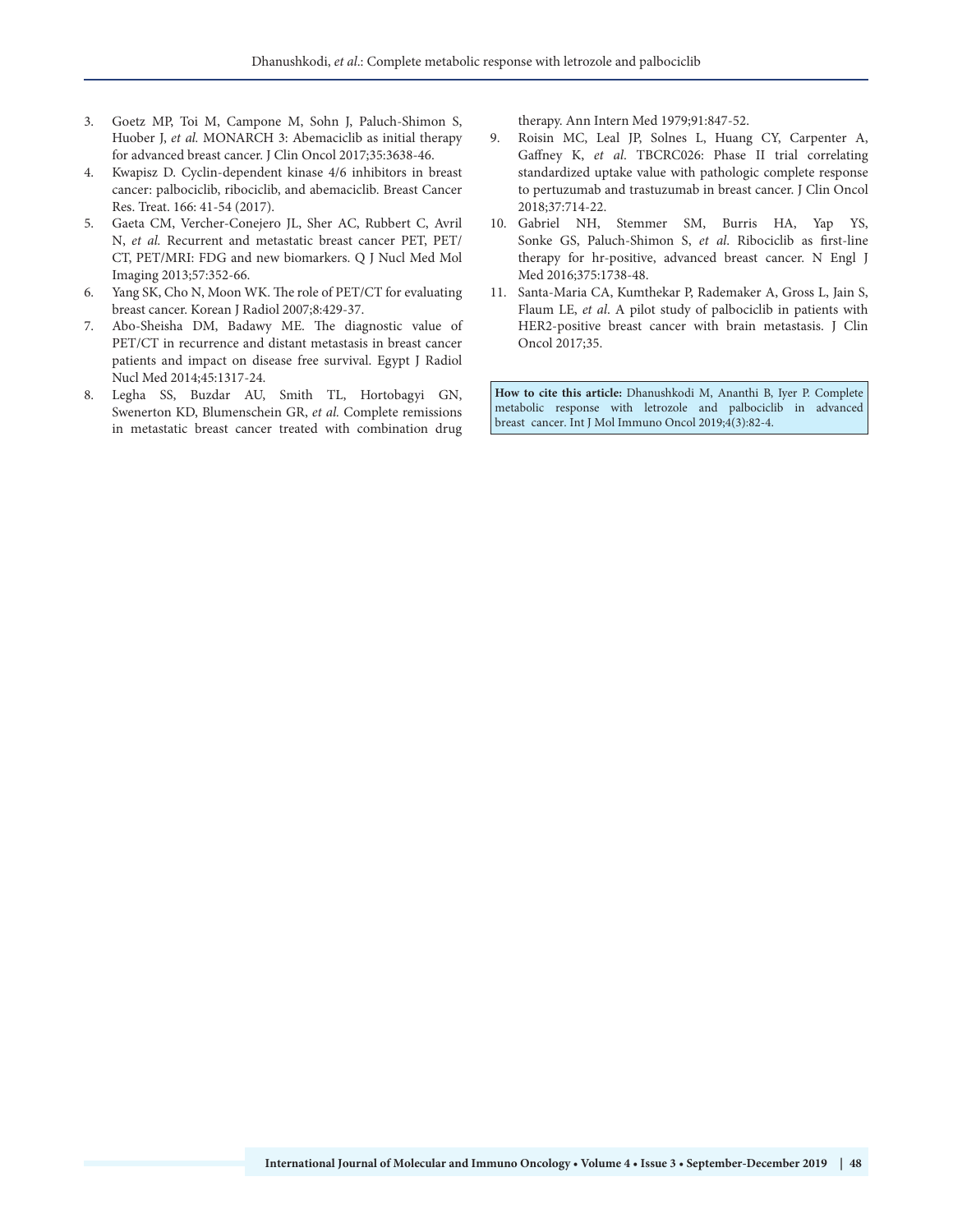3. Goetz MP, Toi M, Campone M, Sohn J, Paluch-Shimon S, Huober J, *et al.* MONARCH 3: Abemaciclib as initial therapy for advanced breast cancer. J Clin Oncol 2017;35:3638-46.
4. Kwapisz D. Cyclin-dependent kinase 4/6 inhibitors in breast cancer: palbociclib, ribociclib, and abemaciclib. Breast Cancer Res. Treat. 166: 41-54 (2017).
5. Gaeta CM, Vercher-Conejero JL, Sher AC, Rubbert C, Avril N, *et al.* Recurrent and metastatic breast cancer PET, PET/CT, PET/MRI: FDG and new biomarkers. Q J Nucl Med Mol Imaging 2013;57:352-66.
6. Yang SK, Cho N, Moon WK. The role of PET/CT for evaluating breast cancer. Korean J Radiol 2007;8:429-37.
7. Abo-Sheisha DM, Badawy ME. The diagnostic value of PET/CT in recurrence and distant metastasis in breast cancer patients and impact on disease free survival. Egypt J Radiol Nucl Med 2014;45:1317-24.
8. Legha SS, Buzdar AU, Smith TL, Hortobagyi GN, Swenerton KD, Blumenschein GR, *et al.* Complete remissions in metastatic breast cancer treated with combination drug therapy. Ann Intern Med 1979;91:847-52.
9. Roisin MC, Leal JP, Solnes L, Huang CY, Carpenter A, Gaffney K, *et al*. TBCRC026: Phase II trial correlating standardized uptake value with pathologic complete response to pertuzumab and trastuzumab in breast cancer. J Clin Oncol 2018;37:714-22.
10. Gabriel NH, Stemmer SM, Burris HA, Yap YS, Sonke GS, Paluch-Shimon S, *et al*. Ribociclib as first-line therapy for hr-positive, advanced breast cancer. N Engl J Med 2016;375:1738-48.
11. Santa-Maria CA, Kumthekar P, Rademaker A, Gross L, Jain S, Flaum LE, *et al*. A pilot study of palbociclib in patients with HER2-positive breast cancer with brain metastasis. J Clin Oncol 2017;35.

**How to cite this article:** Dhanushkodi M, Ananthi B, Iyer P. Complete metabolic response with letrozole and palbociclib in advanced breast cancer. Int J Mol Immuno Oncol 2019;4(3):82-4.